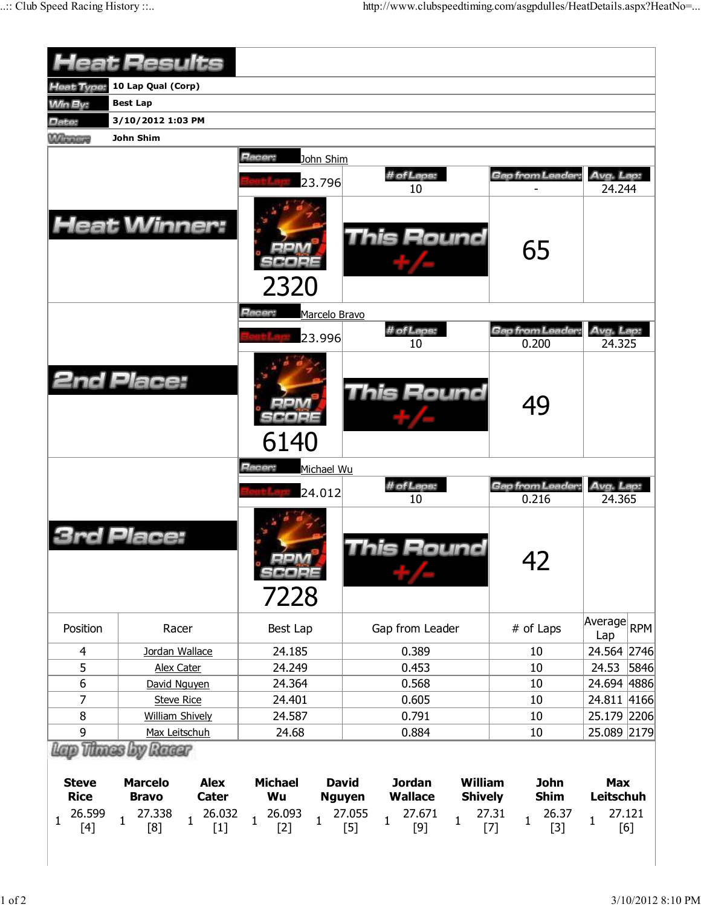# Heat Results

| | |
|---|---|
| **Heat Type:** | 10 Lap Qual (Corp) |
| **Win By:** | Best Lap |
| **Date:** | 3/10/2012 1:03 PM |
| **Winner:** | John Shim |

## Heat Winner:

**Racer:** John Shim

| Best Lap | # of Laps | Gap from Leader | Avg. Lap |
|---|---|---|---|
| 23.796 | 10 | - | 24.244 |

RPM SCORE: 2320

This Round +/-: 65

## 2nd Place:

**Racer:** Marcelo Bravo

| Best Lap | # of Laps | Gap from Leader | Avg. Lap |
|---|---|---|---|
| 23.996 | 10 | 0.200 | 24.325 |

RPM SCORE: 6140

This Round +/-: 49

## 3rd Place:

**Racer:** Michael Wu

| Best Lap | # of Laps | Gap from Leader | Avg. Lap |
|---|---|---|---|
| 24.012 | 10 | 0.216 | 24.365 |

RPM SCORE: 7228

This Round +/-: 42

| Position | Racer | Best Lap | Gap from Leader | # of Laps | Average Lap | RPM |
|---|---|---|---|---|---|---|
| 4 | Jordan Wallace | 24.185 | 0.389 | 10 | 24.564 | 2746 |
| 5 | Alex Cater | 24.249 | 0.453 | 10 | 24.53 | 5846 |
| 6 | David Nguyen | 24.364 | 0.568 | 10 | 24.694 | 4886 |
| 7 | Steve Rice | 24.401 | 0.605 | 10 | 24.811 | 4166 |
| 8 | William Shively | 24.587 | 0.791 | 10 | 25.179 | 2206 |
| 9 | Max Leitschuh | 24.68 | 0.884 | 10 | 25.089 | 2179 |

## Lap Times by Racer

| Lap | Steve Rice | Lap | Marcelo Bravo | Lap | Alex Cater | Lap | Michael Wu | Lap | David Nguyen | Lap | Jordan Wallace | Lap | William Shively | Lap | John Shim | Lap | Max Leitschuh |
|---|---|---|---|---|---|---|---|---|---|---|---|---|---|---|---|---|---|
| 1 | 26.599 [4] | 1 | 27.338 [8] | 1 | 26.032 [1] | 1 | 26.093 [2] | 1 | 27.055 [5] | 1 | 27.671 [9] | 1 | 27.31 [7] | 1 | 26.37 [3] | 1 | 27.121 [6] |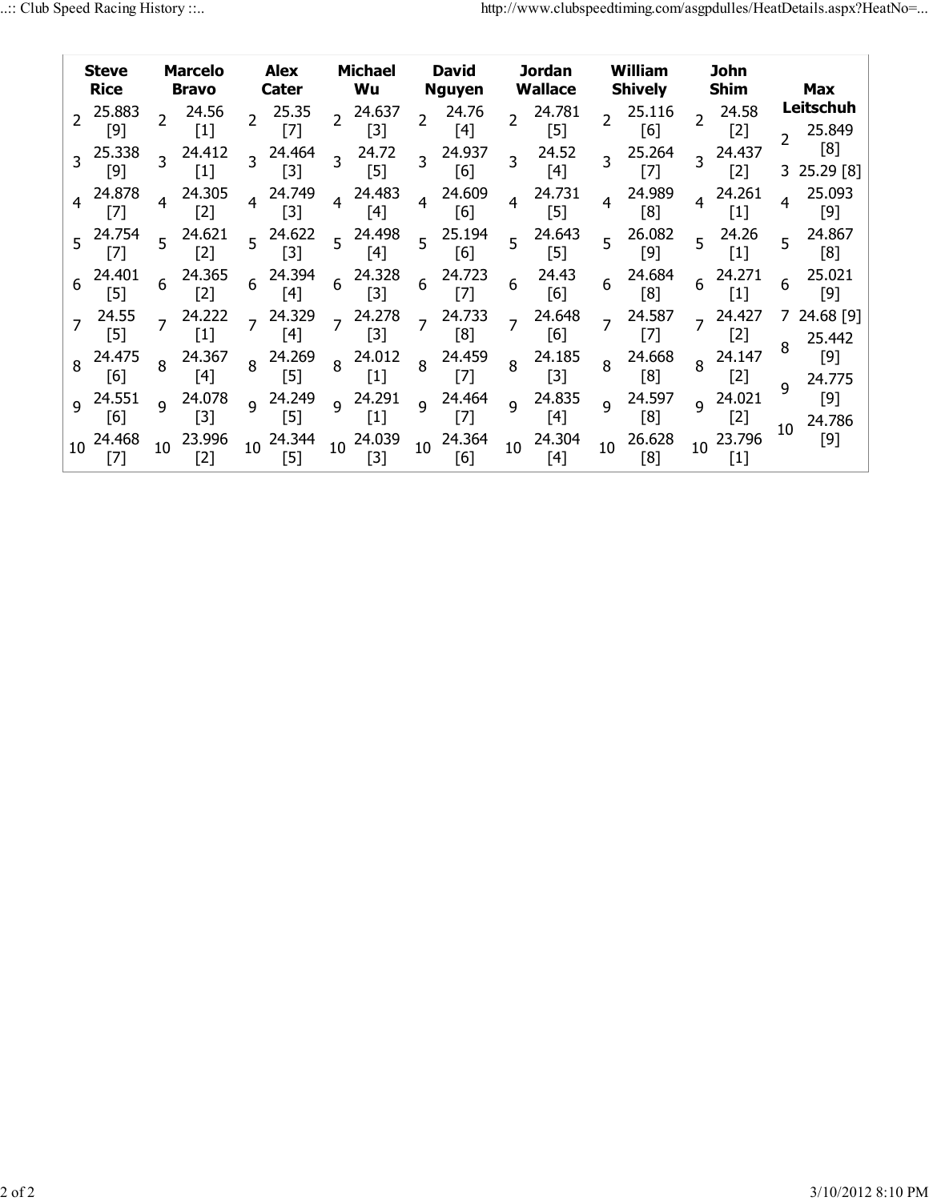| Steve Rice | | Marcelo Bravo | | Alex Cater | | Michael Wu | | David Nguyen | | Jordan Wallace | | William Shively | | John Shim | | Max Leitschuh | |
|---|---|---|---|---|---|---|---|---|---|---|---|---|---|---|---|---|---|
| 2 | 25.883 [9] | 2 | 24.56 [1] | 2 | 25.35 [7] | 2 | 24.637 [3] | 2 | 24.76 [4] | 2 | 24.781 [5] | 2 | 25.116 [6] | 2 | 24.58 [2] | 2 | 25.849 [8] |
| 3 | 25.338 [9] | 3 | 24.412 [1] | 3 | 24.464 [3] | 3 | 24.72 [5] | 3 | 24.937 [6] | 3 | 24.52 [4] | 3 | 25.264 [7] | 3 | 24.437 [2] | 3 | 25.29 [8] |
| 4 | 24.878 [7] | 4 | 24.305 [2] | 4 | 24.749 [3] | 4 | 24.483 [4] | 4 | 24.609 [6] | 4 | 24.731 [5] | 4 | 24.989 [8] | 4 | 24.261 [1] | 4 | 25.093 [9] |
| 5 | 24.754 [7] | 5 | 24.621 [2] | 5 | 24.622 [3] | 5 | 24.498 [4] | 5 | 25.194 [6] | 5 | 24.643 [5] | 5 | 26.082 [9] | 5 | 24.26 [1] | 5 | 24.867 [8] |
| 6 | 24.401 [5] | 6 | 24.365 [2] | 6 | 24.394 [4] | 6 | 24.328 [3] | 6 | 24.723 [7] | 6 | 24.43 [6] | 6 | 24.684 [8] | 6 | 24.271 [1] | 6 | 25.021 [9] |
| 7 | 24.55 [5] | 7 | 24.222 [1] | 7 | 24.329 [4] | 7 | 24.278 [3] | 7 | 24.733 [8] | 7 | 24.648 [6] | 7 | 24.587 [7] | 7 | 24.427 [2] | 7 | 24.68 [9] |
| 8 | 24.475 [6] | 8 | 24.367 [4] | 8 | 24.269 [5] | 8 | 24.012 [1] | 8 | 24.459 [7] | 8 | 24.185 [3] | 8 | 24.668 [8] | 8 | 24.147 [2] | 8 | 25.442 [9] |
| 9 | 24.551 [6] | 9 | 24.078 [3] | 9 | 24.249 [5] | 9 | 24.291 [1] | 9 | 24.464 [7] | 9 | 24.835 [4] | 9 | 24.597 [8] | 9 | 24.021 [2] | 9 | 24.775 [9] |
| 10 | 24.468 [7] | 10 | 23.996 [2] | 10 | 24.344 [5] | 10 | 24.039 [3] | 10 | 24.364 [6] | 10 | 24.304 [4] | 10 | 26.628 [8] | 10 | 23.796 [1] | 10 | 24.786 [9] |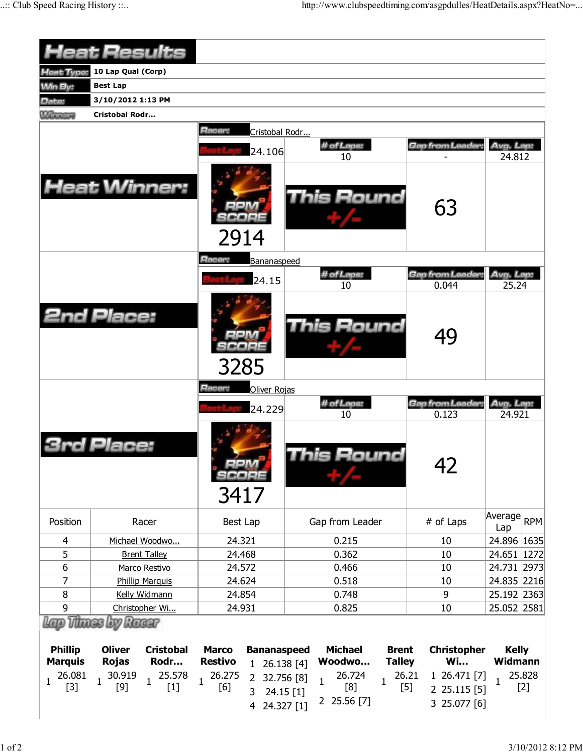# Heat Results

| | |
|---|---|
| Heat Type: | 10 Lap Qual (Corp) |
| Win By: | Best Lap |
| Date: | 3/10/2012 1:13 PM |
| Winner: | Cristobal Rodr... |

## Heat Winner:

| Racer: | Cristobal Rodr... | | |
|---|---|---|---|
| Best Lap: 24.106 | # of Laps: 10 | Gap from Leader: - | Avg. Lap: 24.812 |
| RPM SCORE 2914 | This Round +/- | 63 | |

## 2nd Place:

| Racer: | Bananaspeed | | |
|---|---|---|---|
| Best Lap: 24.15 | # of Laps: 10 | Gap from Leader: 0.044 | Avg. Lap: 25.24 |
| RPM SCORE 3285 | This Round +/- | 49 | |

## 3rd Place:

| Racer: | Oliver Rojas | | |
|---|---|---|---|
| Best Lap: 24.229 | # of Laps: 10 | Gap from Leader: 0.123 | Avg. Lap: 24.921 |
| RPM SCORE 3417 | This Round +/- | 42 | |

| Position | Racer | Best Lap | Gap from Leader | # of Laps | Average Lap | RPM |
|---|---|---|---|---|---|---|
| 4 | Michael Woodwo... | 24.321 | 0.215 | 10 | 24.896 | 1635 |
| 5 | Brent Talley | 24.468 | 0.362 | 10 | 24.651 | 1272 |
| 6 | Marco Restivo | 24.572 | 0.466 | 10 | 24.731 | 2973 |
| 7 | Phillip Marquis | 24.624 | 0.518 | 10 | 24.835 | 2216 |
| 8 | Kelly Widmann | 24.854 | 0.748 | 9 | 25.192 | 2363 |
| 9 | Christopher Wi... | 24.931 | 0.825 | 10 | 25.052 | 2581 |

## Lap Times by Racer

| Phillip Marquis | Oliver Rojas | Cristobal Rodr... | Marco Restivo | Bananaspeed | Michael Woodwo... | Brent Talley | Christopher Wi... | Kelly Widmann |
|---|---|---|---|---|---|---|---|---|
| 1 26.081 [3] | 1 30.919 [9] | 1 25.578 [1] | 1 26.275 [6] | 1 26.138 [4] | 1 26.724 [8] | 1 26.21 [5] | 1 26.471 [7] | 1 25.828 [2] |
| | | | | 2 32.756 [8] | 2 25.56 [7] | | 2 25.115 [5] | |
| | | | | 3 24.15 [1] | | | 3 25.077 [6] | |
| | | | | 4 24.327 [1] | | | | |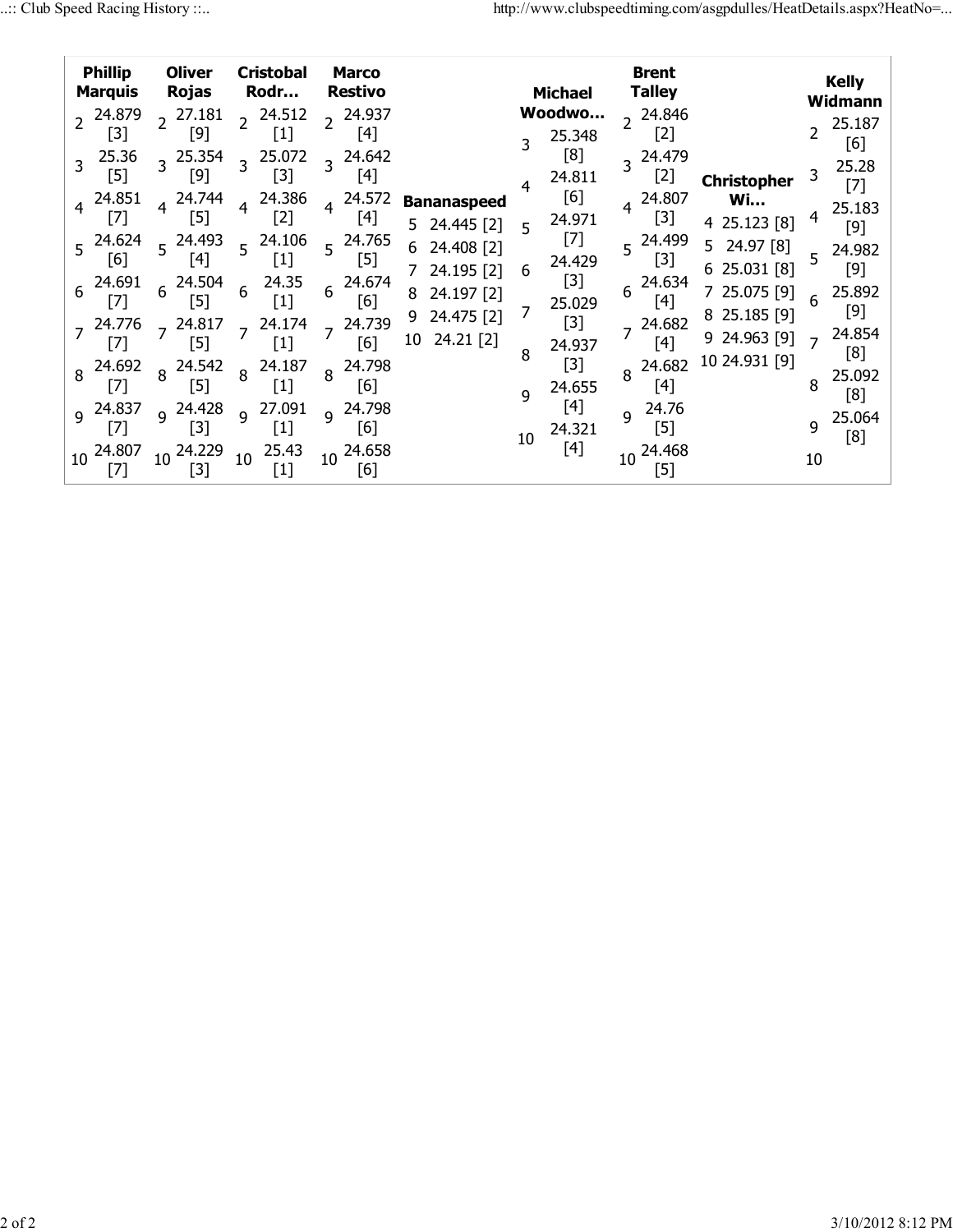| Lap | Phillip Marquis | Oliver Rojas | Cristobal Rodr… | Marco Restivo | Bananaspeed | Michael Woodwo… | Brent Talley | Christopher Wi… | Kelly Widmann |
|---|---|---|---|---|---|---|---|---|---|
| 2 | 24.879 [3] | 27.181 [9] | 24.512 [1] | 24.937 [4] | | | 24.846 [2] | | 25.187 [6] |
| 3 | 25.36 [5] | 25.354 [9] | 25.072 [3] | 24.642 [4] | | 25.348 [8] | 24.479 [2] | | 25.28 [7] |
| 4 | 24.851 [7] | 24.744 [5] | 24.386 [2] | 24.572 [4] | | 24.811 [6] | 24.807 [3] | 25.123 [8] | 25.183 [9] |
| 5 | 24.624 [6] | 24.493 [4] | 24.106 [1] | 24.765 [5] | 24.445 [2] | 24.971 [7] | 24.499 [3] | 24.97 [8] | 24.982 [9] |
| 6 | 24.691 [7] | 24.504 [5] | 24.35 [1] | 24.674 [6] | 24.408 [2] | 24.429 [3] | 24.634 [4] | 25.031 [8] | 25.892 [9] |
| 7 | 24.776 [7] | 24.817 [5] | 24.174 [1] | 24.739 [6] | 24.195 [2] | 25.029 [3] | 24.682 [4] | 25.075 [9] | 24.854 [8] |
| 8 | 24.692 [7] | 24.542 [5] | 24.187 [1] | 24.798 [6] | 24.197 [2] | 24.937 [3] | 24.682 [4] | 25.185 [9] | 25.092 [8] |
| 9 | 24.837 [7] | 24.428 [3] | 27.091 [1] | 24.798 [6] | 24.475 [2] | 24.655 [4] | 24.76 [5] | 24.963 [9] | 25.064 [8] |
| 10 | 24.807 [7] | 24.229 [3] | 25.43 [1] | 24.658 [6] | 24.21 [2] | 24.321 [4] | 24.468 [5] | 24.931 [9] | |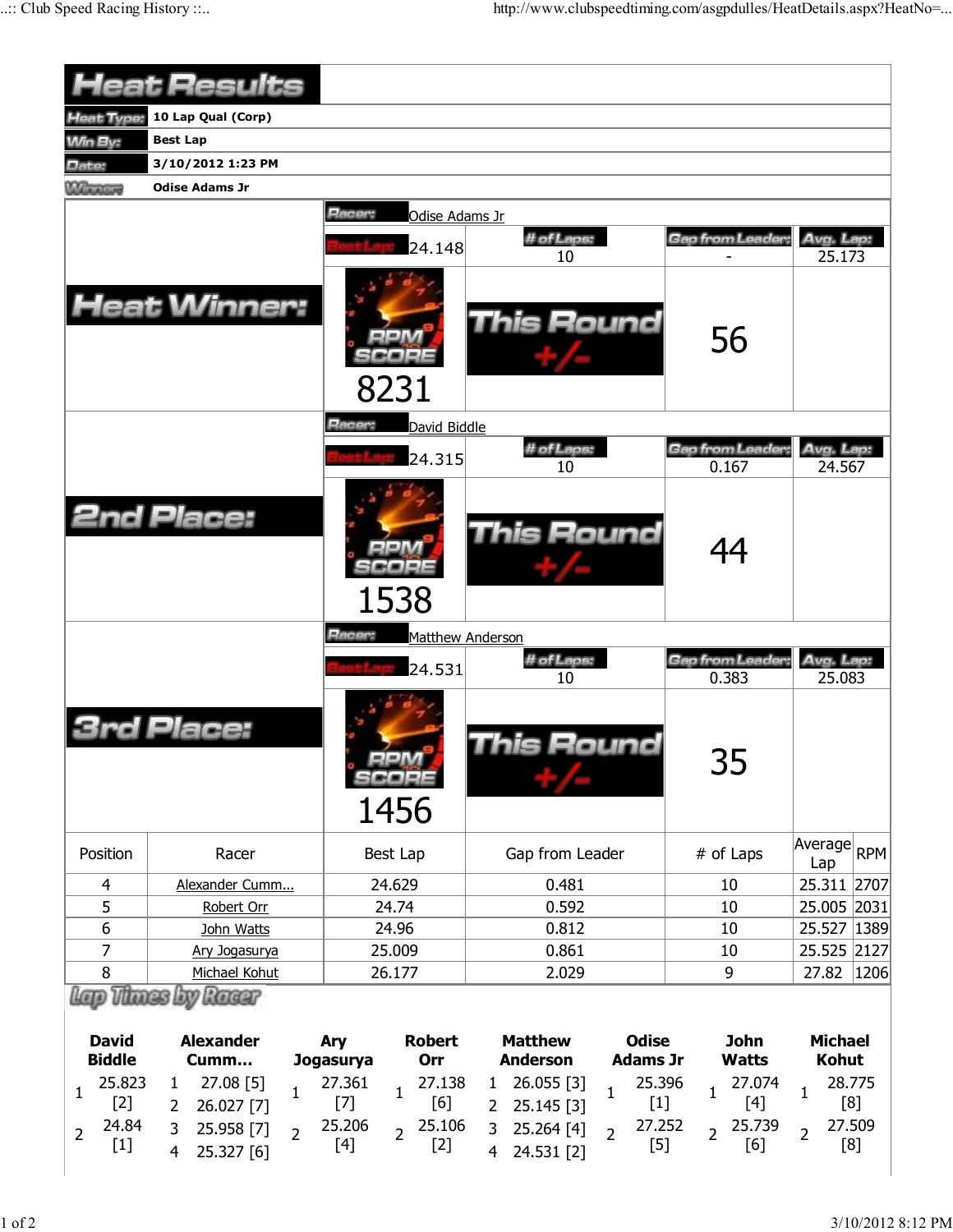# Heat Results

| | |
|---|---|
| Heat Type: | 10 Lap Qual (Corp) |
| Win By: | Best Lap |
| Date: | 3/10/2012 1:23 PM |
| Winner: | Odise Adams Jr |

## Heat Winner:

Racer: Odise Adams Jr

| Best Lap: | # of Laps: | Gap from Leader: | Avg. Lap: |
|---|---|---|---|
| 24.148 | 10 | - | 25.173 |

RPM SCORE: 8231

This Round +/-: 56

## 2nd Place:

Racer: David Biddle

| Best Lap: | # of Laps: | Gap from Leader: | Avg. Lap: |
|---|---|---|---|
| 24.315 | 10 | 0.167 | 24.567 |

RPM SCORE: 1538

This Round +/-: 44

## 3rd Place:

Racer: Matthew Anderson

| Best Lap: | # of Laps: | Gap from Leader: | Avg. Lap: |
|---|---|---|---|
| 24.531 | 10 | 0.383 | 25.083 |

RPM SCORE: 1456

This Round +/-: 35

| Position | Racer | Best Lap | Gap from Leader | # of Laps | Average Lap | RPM |
|---|---|---|---|---|---|---|
| 4 | Alexander Cumm... | 24.629 | 0.481 | 10 | 25.311 | 2707 |
| 5 | Robert Orr | 24.74 | 0.592 | 10 | 25.005 | 2031 |
| 6 | John Watts | 24.96 | 0.812 | 10 | 25.527 | 1389 |
| 7 | Ary Jogasurya | 25.009 | 0.861 | 10 | 25.525 | 2127 |
| 8 | Michael Kohut | 26.177 | 2.029 | 9 | 27.82 | 1206 |

## Lap Times by Racer

| David Biddle | Alexander Cumm... | Ary Jogasurya | Robert Orr | Matthew Anderson | Odise Adams Jr | John Watts | Michael Kohut |
|---|---|---|---|---|---|---|---|
| 1 25.823 [2] | 1 27.08 [5] | 1 27.361 [7] | 1 27.138 [6] | 1 26.055 [3] | 1 25.396 [1] | 1 27.074 [4] | 1 28.775 [8] |
| 2 24.84 [1] | 2 26.027 [7] | 2 25.206 [4] | 2 25.106 [2] | 2 25.145 [3] | 2 27.252 [5] | 2 25.739 [6] | 2 27.509 [8] |
| | 3 25.958 [7] | | | 3 25.264 [4] | | | |
| | 4 25.327 [6] | | | 4 24.531 [2] | | | |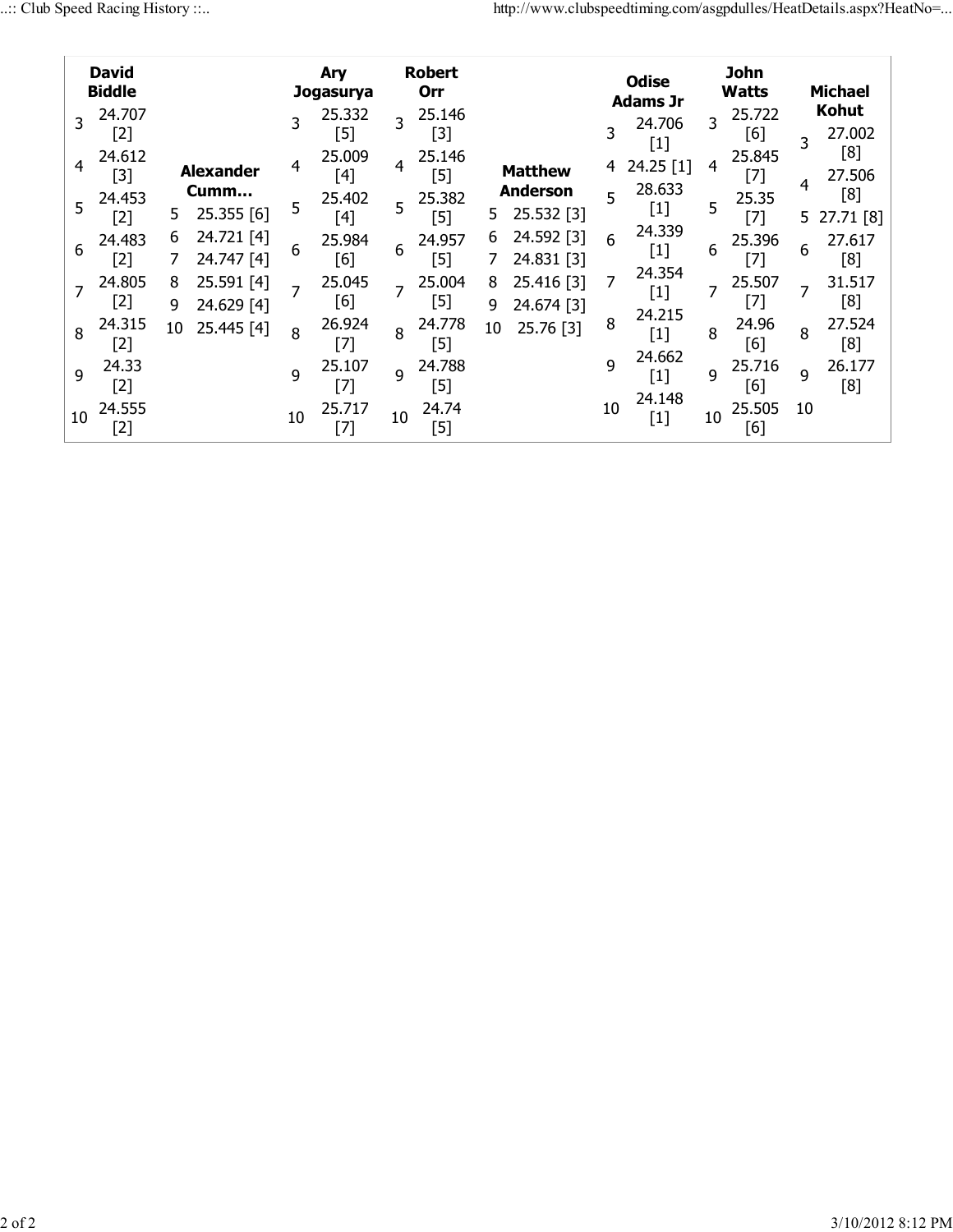| Lap | David Biddle | Alexander Cumm... | Ary Jogasurya | Robert Orr | Matthew Anderson | Odise Adams Jr | John Watts | Michael Kohut |
|---|---|---|---|---|---|---|---|---|
| 3 | 24.707 [2] | | 25.332 [5] | 25.146 [3] | | 24.706 [1] | 25.722 [6] | 27.002 [8] |
| 4 | 24.612 [3] | | 25.009 [4] | 25.146 [5] | | 24.25 [1] | 25.845 [7] | 27.506 [8] |
| 5 | 24.453 [2] | 25.355 [6] | 25.402 [4] | 25.382 [5] | 25.532 [3] | 28.633 [1] | 25.35 [7] | 27.71 [8] |
| 6 | 24.483 [2] | 24.721 [4] | 25.984 [6] | 24.957 [5] | 24.592 [3] | 24.339 [1] | 25.396 [7] | 27.617 [8] |
| 7 | 24.805 [2] | 24.747 [4] | 25.045 [6] | 25.004 [5] | 24.831 [3] | 24.354 [1] | 25.507 [7] | 31.517 [8] |
| 8 | 24.315 [2] | 25.591 [4] | 26.924 [7] | 24.778 [5] | 25.416 [3] | 24.215 [1] | 24.96 [6] | 27.524 [8] |
| 9 | 24.33 [2] | 24.629 [4] | 25.107 [7] | 24.788 [5] | 24.674 [3] | 24.662 [1] | 25.716 [6] | 26.177 [8] |
| 10 | 24.555 [2] | 25.445 [4] | 25.717 [7] | 24.74 [5] | 25.76 [3] | 24.148 [1] | 25.505 [6] | |